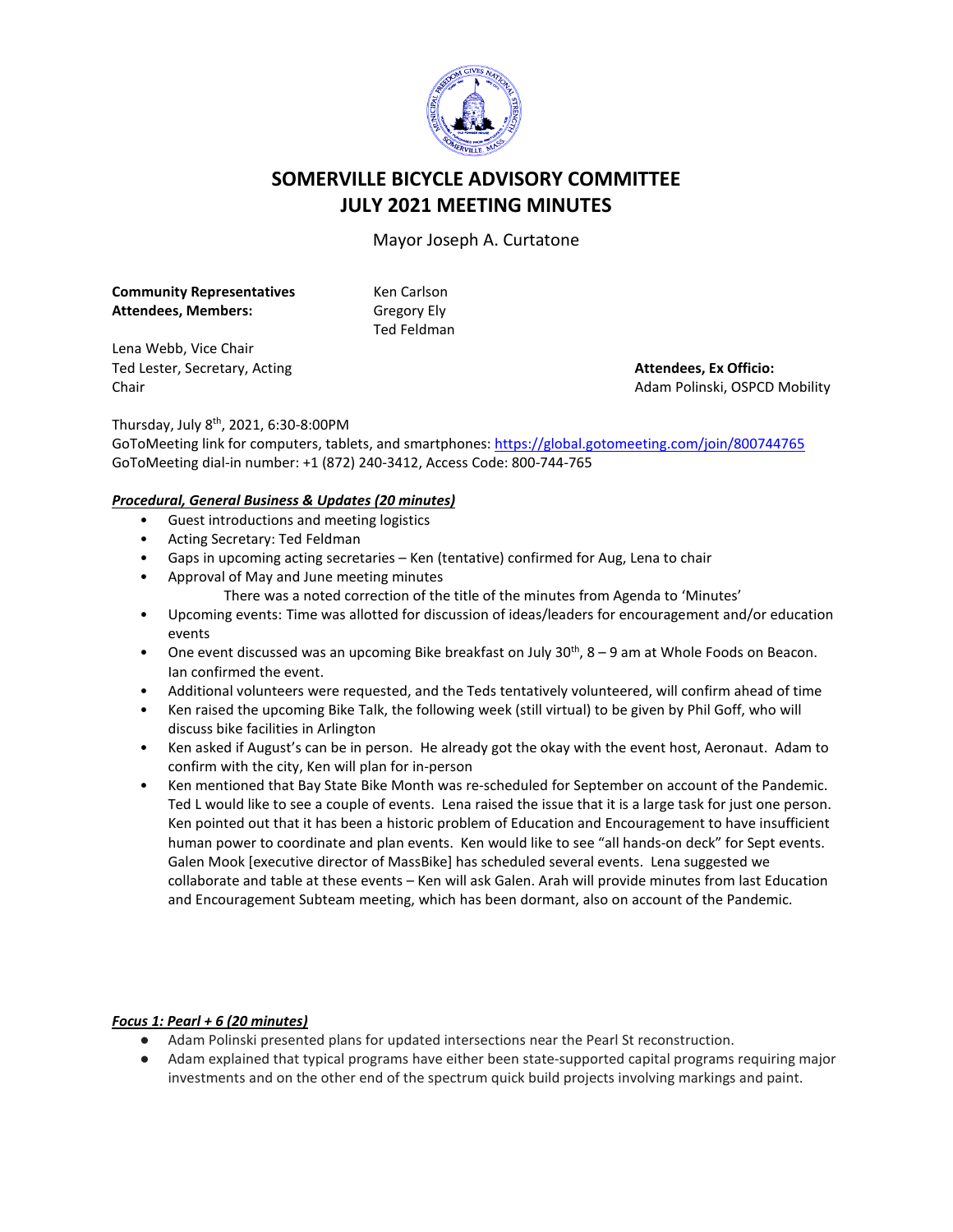# SOMERVILLE BICYCLE ADVISORY COMMITTEE
# JULY 2021 MEETING MINUTES

Mayor Joseph A. Curtatone

**Community Representatives Attendees, Members:**

Ken Carlson
Gregory Ely
Ted Feldman
Lena Webb, Vice Chair
Ted Lester, Secretary, Acting Chair

**Attendees, Ex Officio:**
Adam Polinski, OSPCD Mobility

Thursday, July 8th, 2021, 6:30-8:00PM
GoToMeeting link for computers, tablets, and smartphones: https://global.gotomeeting.com/join/800744765
GoToMeeting dial-in number: +1 (872) 240-3412, Access Code: 800-744-765

***Procedural, General Business & Updates (20 minutes)***

- Guest introductions and meeting logistics
- Acting Secretary: Ted Feldman
- Gaps in upcoming acting secretaries – Ken (tentative) confirmed for Aug, Lena to chair
- Approval of May and June meeting minutes
  - There was a noted correction of the title of the minutes from Agenda to 'Minutes'
- Upcoming events: Time was allotted for discussion of ideas/leaders for encouragement and/or education events
- One event discussed was an upcoming Bike breakfast on July 30th, 8 – 9 am at Whole Foods on Beacon. Ian confirmed the event.
- Additional volunteers were requested, and the Teds tentatively volunteered, will confirm ahead of time
- Ken raised the upcoming Bike Talk, the following week (still virtual) to be given by Phil Goff, who will discuss bike facilities in Arlington
- Ken asked if August's can be in person. He already got the okay with the event host, Aeronaut. Adam to confirm with the city, Ken will plan for in-person
- Ken mentioned that Bay State Bike Month was re-scheduled for September on account of the Pandemic. Ted L would like to see a couple of events. Lena raised the issue that it is a large task for just one person. Ken pointed out that it has been a historic problem of Education and Encouragement to have insufficient human power to coordinate and plan events. Ken would like to see "all hands-on deck" for Sept events. Galen Mook [executive director of MassBike] has scheduled several events. Lena suggested we collaborate and table at these events – Ken will ask Galen. Arah will provide minutes from last Education and Encouragement Subteam meeting, which has been dormant, also on account of the Pandemic.

***Focus 1: Pearl + 6 (20 minutes)***

- Adam Polinski presented plans for updated intersections near the Pearl St reconstruction.
- Adam explained that typical programs have either been state-supported capital programs requiring major investments and on the other end of the spectrum quick build projects involving markings and paint.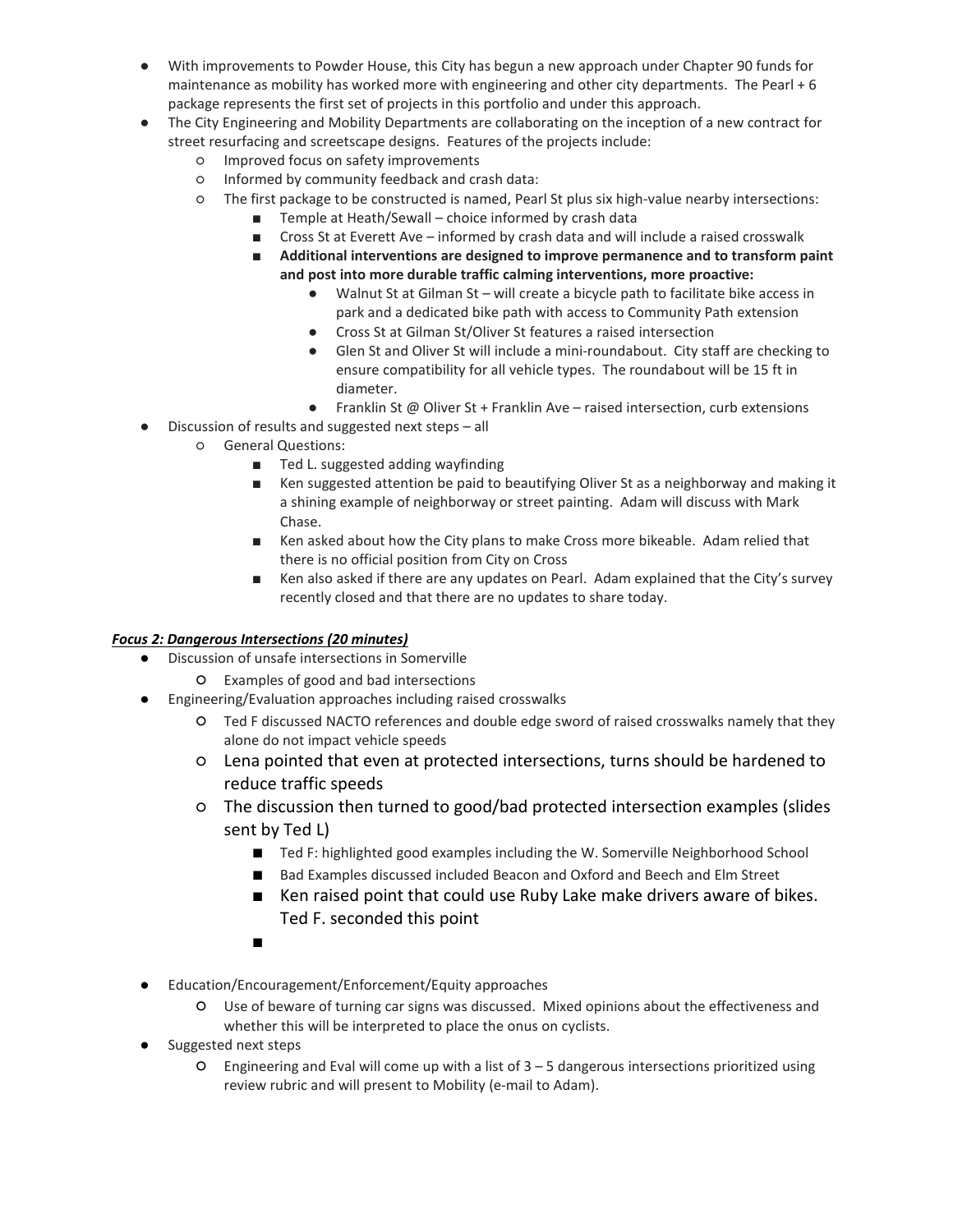- With improvements to Powder House, this City has begun a new approach under Chapter 90 funds for maintenance as mobility has worked more with engineering and other city departments. The Pearl + 6 package represents the first set of projects in this portfolio and under this approach.
- The City Engineering and Mobility Departments are collaborating on the inception of a new contract for street resurfacing and screetscape designs. Features of the projects include:
  - Improved focus on safety improvements
  - Informed by community feedback and crash data:
  - The first package to be constructed is named, Pearl St plus six high-value nearby intersections:
    - Temple at Heath/Sewall – choice informed by crash data
    - Cross St at Everett Ave – informed by crash data and will include a raised crosswalk
    - **Additional interventions are designed to improve permanence and to transform paint and post into more durable traffic calming interventions, more proactive:**
      - Walnut St at Gilman St – will create a bicycle path to facilitate bike access in park and a dedicated bike path with access to Community Path extension
      - Cross St at Gilman St/Oliver St features a raised intersection
      - Glen St and Oliver St will include a mini-roundabout. City staff are checking to ensure compatibility for all vehicle types. The roundabout will be 15 ft in diameter.
      - Franklin St @ Oliver St + Franklin Ave – raised intersection, curb extensions
- Discussion of results and suggested next steps – all
  - General Questions:
    - Ted L. suggested adding wayfinding
    - Ken suggested attention be paid to beautifying Oliver St as a neighborway and making it a shining example of neighborway or street painting. Adam will discuss with Mark Chase.
    - Ken asked about how the City plans to make Cross more bikeable. Adam relied that there is no official position from City on Cross
    - Ken also asked if there are any updates on Pearl. Adam explained that the City's survey recently closed and that there are no updates to share today.

***Focus 2: Dangerous Intersections (20 minutes)***

- Discussion of unsafe intersections in Somerville
  - Examples of good and bad intersections
- Engineering/Evaluation approaches including raised crosswalks
  - Ted F discussed NACTO references and double edge sword of raised crosswalks namely that they alone do not impact vehicle speeds
  - Lena pointed that even at protected intersections, turns should be hardened to reduce traffic speeds
  - The discussion then turned to good/bad protected intersection examples (slides sent by Ted L)
    - Ted F: highlighted good examples including the W. Somerville Neighborhood School
    - Bad Examples discussed included Beacon and Oxford and Beech and Elm Street
    - Ken raised point that could use Ruby Lake make drivers aware of bikes. Ted F. seconded this point
- Education/Encouragement/Enforcement/Equity approaches
  - Use of beware of turning car signs was discussed. Mixed opinions about the effectiveness and whether this will be interpreted to place the onus on cyclists.
- Suggested next steps
  - Engineering and Eval will come up with a list of 3 – 5 dangerous intersections prioritized using review rubric and will present to Mobility (e-mail to Adam).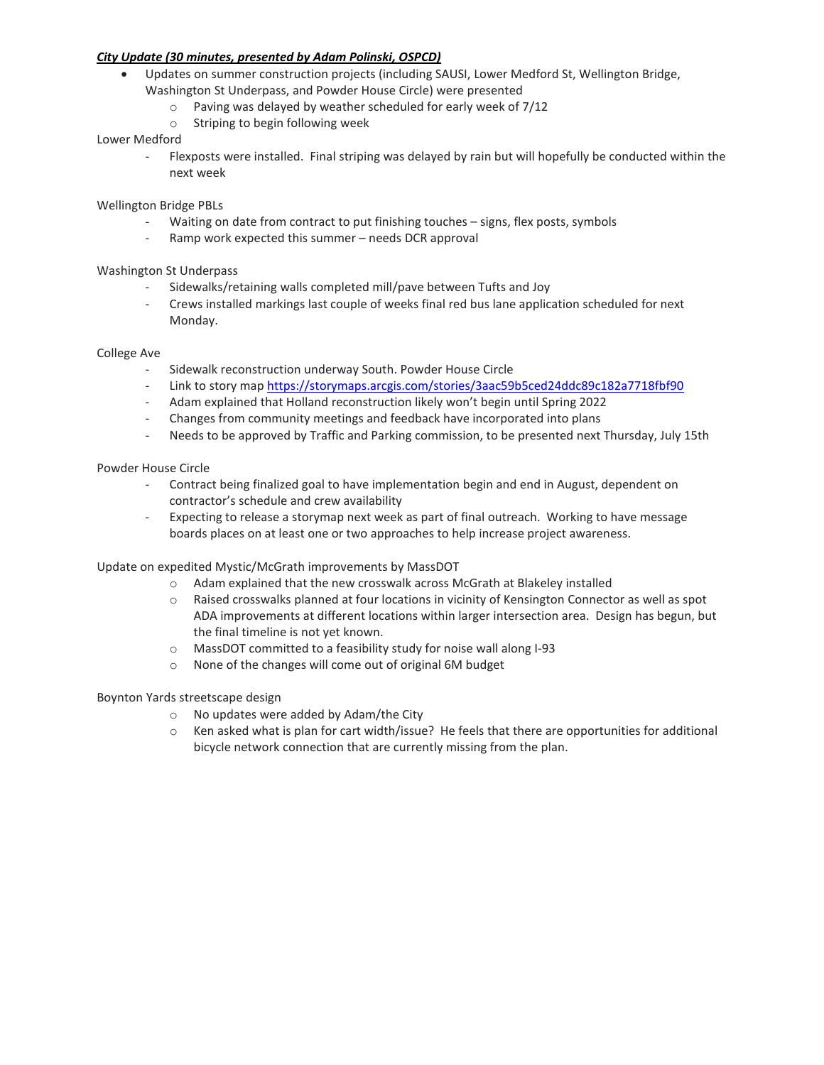***City Update (30 minutes, presented by Adam Polinski, OSPCD)***

- Updates on summer construction projects (including SAUSI, Lower Medford St, Wellington Bridge, Washington St Underpass, and Powder House Circle) were presented
  - Paving was delayed by weather scheduled for early week of 7/12
  - Striping to begin following week

Lower Medford

- Flexposts were installed. Final striping was delayed by rain but will hopefully be conducted within the next week

Wellington Bridge PBLs

- Waiting on date from contract to put finishing touches – signs, flex posts, symbols
- Ramp work expected this summer – needs DCR approval

Washington St Underpass

- Sidewalks/retaining walls completed mill/pave between Tufts and Joy
- Crews installed markings last couple of weeks final red bus lane application scheduled for next Monday.

College Ave

- Sidewalk reconstruction underway South. Powder House Circle
- Link to story map https://storymaps.arcgis.com/stories/3aac59b5ced24ddc89c182a7718fbf90
- Adam explained that Holland reconstruction likely won't begin until Spring 2022
- Changes from community meetings and feedback have incorporated into plans
- Needs to be approved by Traffic and Parking commission, to be presented next Thursday, July 15th

Powder House Circle

- Contract being finalized goal to have implementation begin and end in August, dependent on contractor's schedule and crew availability
- Expecting to release a storymap next week as part of final outreach. Working to have message boards places on at least one or two approaches to help increase project awareness.

Update on expedited Mystic/McGrath improvements by MassDOT

- Adam explained that the new crosswalk across McGrath at Blakeley installed
- Raised crosswalks planned at four locations in vicinity of Kensington Connector as well as spot ADA improvements at different locations within larger intersection area. Design has begun, but the final timeline is not yet known.
- MassDOT committed to a feasibility study for noise wall along I-93
- None of the changes will come out of original 6M budget

Boynton Yards streetscape design

- No updates were added by Adam/the City
- Ken asked what is plan for cart width/issue? He feels that there are opportunities for additional bicycle network connection that are currently missing from the plan.